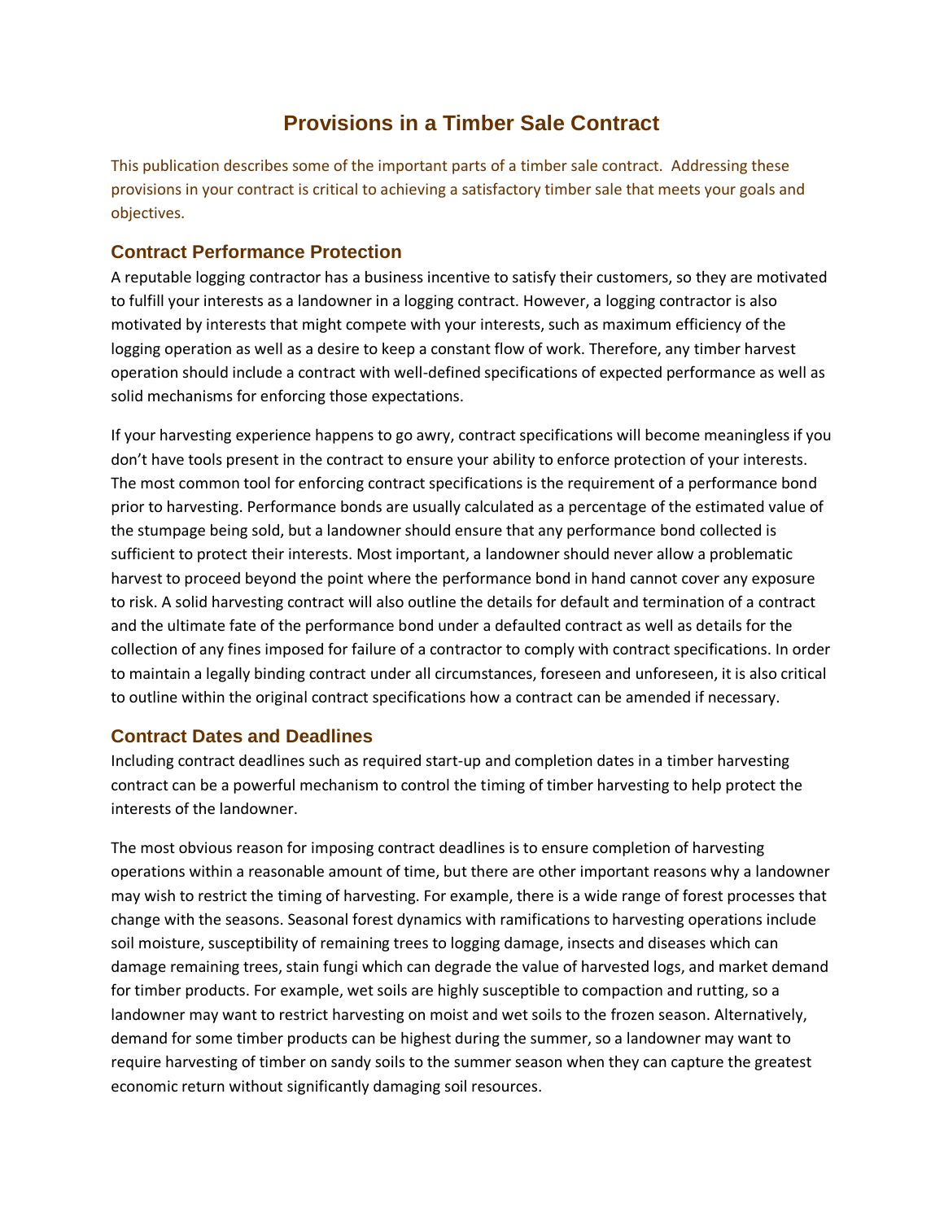# Provisions in a Timber Sale Contract

This publication describes some of the important parts of a timber sale contract.  Addressing these provisions in your contract is critical to achieving a satisfactory timber sale that meets your goals and objectives.

## Contract Performance Protection

A reputable logging contractor has a business incentive to satisfy their customers, so they are motivated to fulfill your interests as a landowner in a logging contract. However, a logging contractor is also motivated by interests that might compete with your interests, such as maximum efficiency of the logging operation as well as a desire to keep a constant flow of work. Therefore, any timber harvest operation should include a contract with well-defined specifications of expected performance as well as solid mechanisms for enforcing those expectations.

If your harvesting experience happens to go awry, contract specifications will become meaningless if you don't have tools present in the contract to ensure your ability to enforce protection of your interests. The most common tool for enforcing contract specifications is the requirement of a performance bond prior to harvesting. Performance bonds are usually calculated as a percentage of the estimated value of the stumpage being sold, but a landowner should ensure that any performance bond collected is sufficient to protect their interests. Most important, a landowner should never allow a problematic harvest to proceed beyond the point where the performance bond in hand cannot cover any exposure to risk. A solid harvesting contract will also outline the details for default and termination of a contract and the ultimate fate of the performance bond under a defaulted contract as well as details for the collection of any fines imposed for failure of a contractor to comply with contract specifications. In order to maintain a legally binding contract under all circumstances, foreseen and unforeseen, it is also critical to outline within the original contract specifications how a contract can be amended if necessary.

## Contract Dates and Deadlines

Including contract deadlines such as required start-up and completion dates in a timber harvesting contract can be a powerful mechanism to control the timing of timber harvesting to help protect the interests of the landowner.

The most obvious reason for imposing contract deadlines is to ensure completion of harvesting operations within a reasonable amount of time, but there are other important reasons why a landowner may wish to restrict the timing of harvesting. For example, there is a wide range of forest processes that change with the seasons. Seasonal forest dynamics with ramifications to harvesting operations include soil moisture, susceptibility of remaining trees to logging damage, insects and diseases which can damage remaining trees, stain fungi which can degrade the value of harvested logs, and market demand for timber products. For example, wet soils are highly susceptible to compaction and rutting, so a landowner may want to restrict harvesting on moist and wet soils to the frozen season. Alternatively, demand for some timber products can be highest during the summer, so a landowner may want to require harvesting of timber on sandy soils to the summer season when they can capture the greatest economic return without significantly damaging soil resources.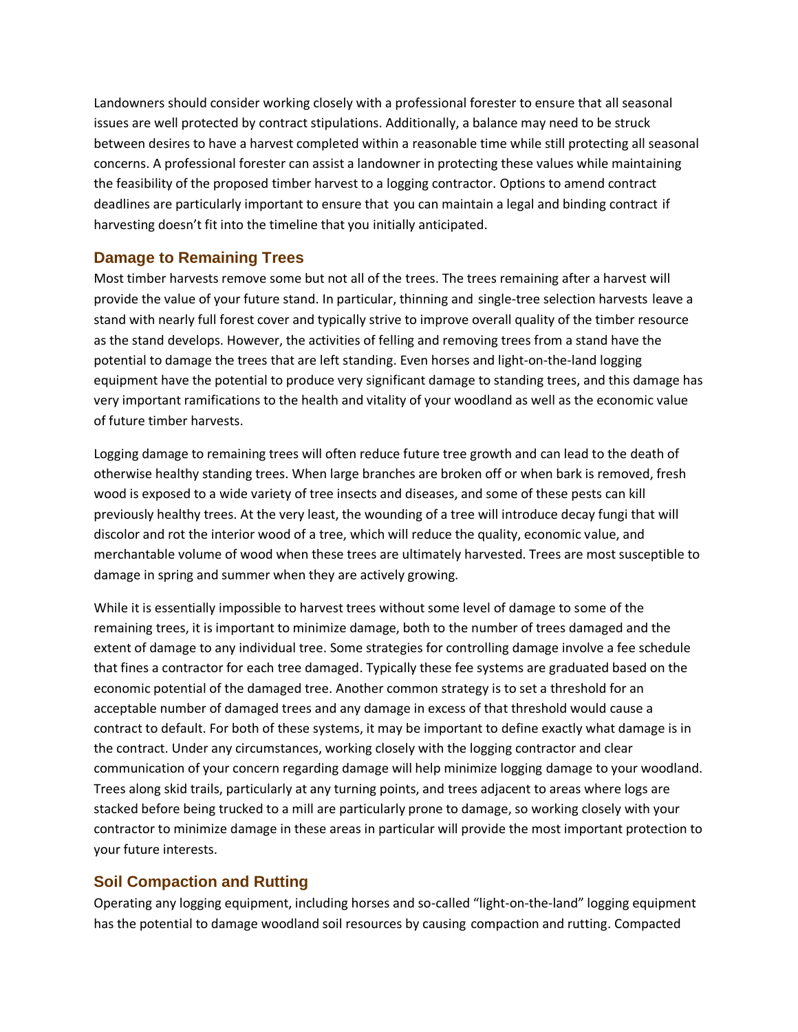Landowners should consider working closely with a professional forester to ensure that all seasonal issues are well protected by contract stipulations. Additionally, a balance may need to be struck between desires to have a harvest completed within a reasonable time while still protecting all seasonal concerns. A professional forester can assist a landowner in protecting these values while maintaining the feasibility of the proposed timber harvest to a logging contractor. Options to amend contract deadlines are particularly important to ensure that you can maintain a legal and binding contract if harvesting doesn't fit into the timeline that you initially anticipated.

## Damage to Remaining Trees

Most timber harvests remove some but not all of the trees. The trees remaining after a harvest will provide the value of your future stand. In particular, thinning and single-tree selection harvests leave a stand with nearly full forest cover and typically strive to improve overall quality of the timber resource as the stand develops. However, the activities of felling and removing trees from a stand have the potential to damage the trees that are left standing. Even horses and light-on-the-land logging equipment have the potential to produce very significant damage to standing trees, and this damage has very important ramifications to the health and vitality of your woodland as well as the economic value of future timber harvests.

Logging damage to remaining trees will often reduce future tree growth and can lead to the death of otherwise healthy standing trees. When large branches are broken off or when bark is removed, fresh wood is exposed to a wide variety of tree insects and diseases, and some of these pests can kill previously healthy trees. At the very least, the wounding of a tree will introduce decay fungi that will discolor and rot the interior wood of a tree, which will reduce the quality, economic value, and merchantable volume of wood when these trees are ultimately harvested. Trees are most susceptible to damage in spring and summer when they are actively growing.

While it is essentially impossible to harvest trees without some level of damage to some of the remaining trees, it is important to minimize damage, both to the number of trees damaged and the extent of damage to any individual tree. Some strategies for controlling damage involve a fee schedule that fines a contractor for each tree damaged. Typically these fee systems are graduated based on the economic potential of the damaged tree. Another common strategy is to set a threshold for an acceptable number of damaged trees and any damage in excess of that threshold would cause a contract to default. For both of these systems, it may be important to define exactly what damage is in the contract. Under any circumstances, working closely with the logging contractor and clear communication of your concern regarding damage will help minimize logging damage to your woodland. Trees along skid trails, particularly at any turning points, and trees adjacent to areas where logs are stacked before being trucked to a mill are particularly prone to damage, so working closely with your contractor to minimize damage in these areas in particular will provide the most important protection to your future interests.

## Soil Compaction and Rutting

Operating any logging equipment, including horses and so-called "light-on-the-land" logging equipment has the potential to damage woodland soil resources by causing compaction and rutting. Compacted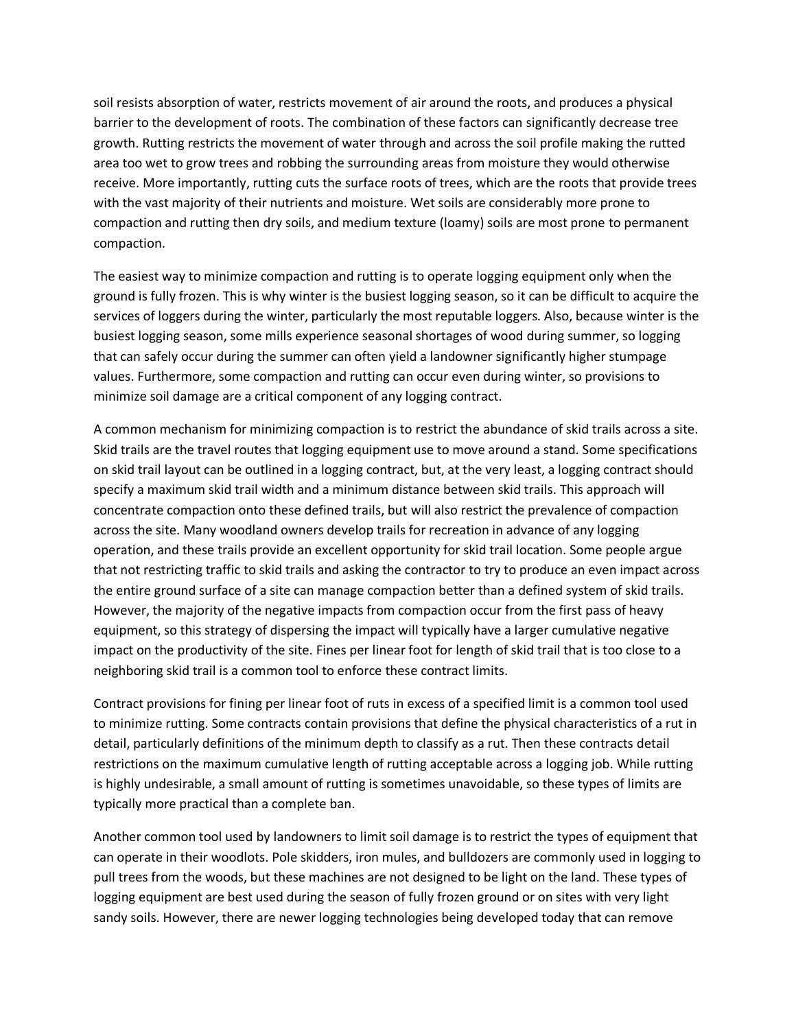soil resists absorption of water, restricts movement of air around the roots, and produces a physical barrier to the development of roots. The combination of these factors can significantly decrease tree growth. Rutting restricts the movement of water through and across the soil profile making the rutted area too wet to grow trees and robbing the surrounding areas from moisture they would otherwise receive. More importantly, rutting cuts the surface roots of trees, which are the roots that provide trees with the vast majority of their nutrients and moisture. Wet soils are considerably more prone to compaction and rutting then dry soils, and medium texture (loamy) soils are most prone to permanent compaction.

The easiest way to minimize compaction and rutting is to operate logging equipment only when the ground is fully frozen. This is why winter is the busiest logging season, so it can be difficult to acquire the services of loggers during the winter, particularly the most reputable loggers. Also, because winter is the busiest logging season, some mills experience seasonal shortages of wood during summer, so logging that can safely occur during the summer can often yield a landowner significantly higher stumpage values. Furthermore, some compaction and rutting can occur even during winter, so provisions to minimize soil damage are a critical component of any logging contract.

A common mechanism for minimizing compaction is to restrict the abundance of skid trails across a site. Skid trails are the travel routes that logging equipment use to move around a stand. Some specifications on skid trail layout can be outlined in a logging contract, but, at the very least, a logging contract should specify a maximum skid trail width and a minimum distance between skid trails. This approach will concentrate compaction onto these defined trails, but will also restrict the prevalence of compaction across the site. Many woodland owners develop trails for recreation in advance of any logging operation, and these trails provide an excellent opportunity for skid trail location. Some people argue that not restricting traffic to skid trails and asking the contractor to try to produce an even impact across the entire ground surface of a site can manage compaction better than a defined system of skid trails. However, the majority of the negative impacts from compaction occur from the first pass of heavy equipment, so this strategy of dispersing the impact will typically have a larger cumulative negative impact on the productivity of the site. Fines per linear foot for length of skid trail that is too close to a neighboring skid trail is a common tool to enforce these contract limits.

Contract provisions for fining per linear foot of ruts in excess of a specified limit is a common tool used to minimize rutting. Some contracts contain provisions that define the physical characteristics of a rut in detail, particularly definitions of the minimum depth to classify as a rut. Then these contracts detail restrictions on the maximum cumulative length of rutting acceptable across a logging job. While rutting is highly undesirable, a small amount of rutting is sometimes unavoidable, so these types of limits are typically more practical than a complete ban.

Another common tool used by landowners to limit soil damage is to restrict the types of equipment that can operate in their woodlots. Pole skidders, iron mules, and bulldozers are commonly used in logging to pull trees from the woods, but these machines are not designed to be light on the land. These types of logging equipment are best used during the season of fully frozen ground or on sites with very light sandy soils. However, there are newer logging technologies being developed today that can remove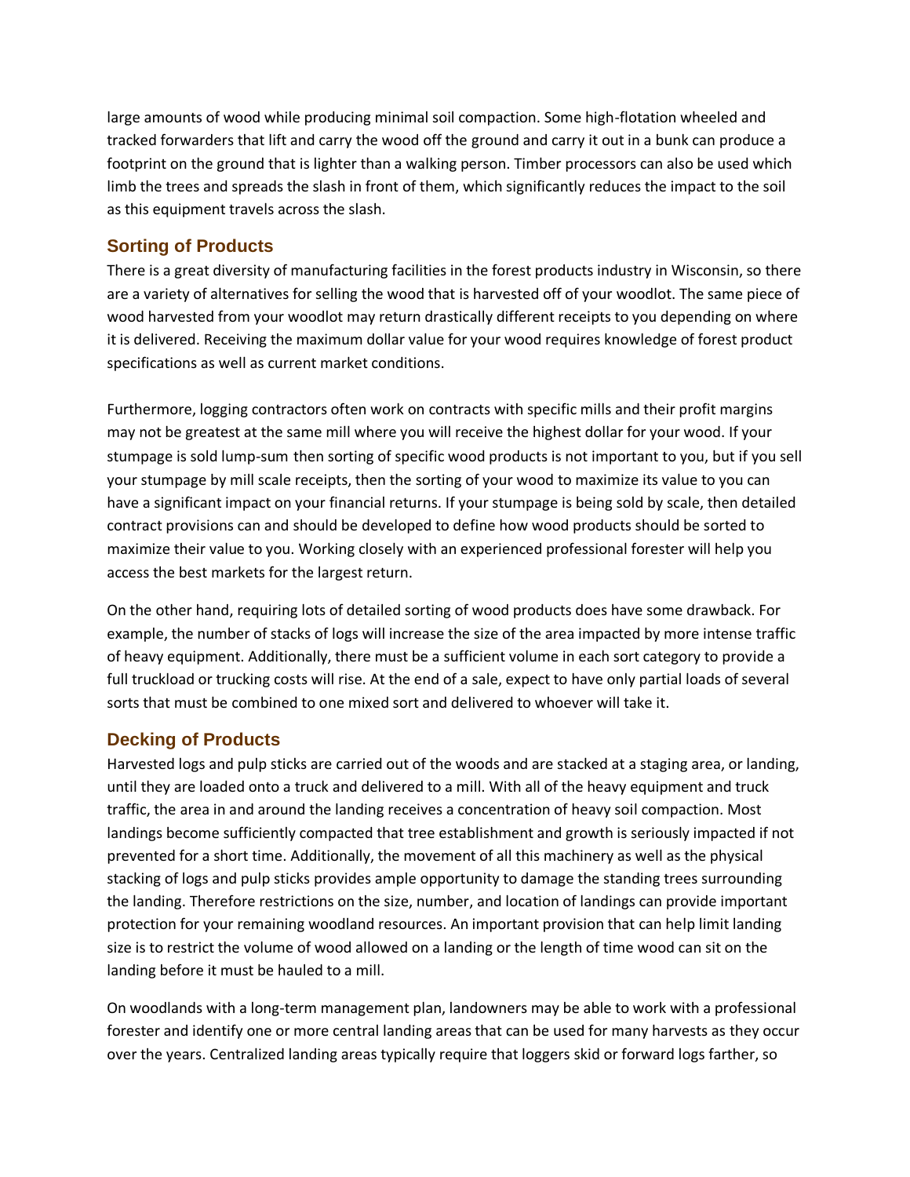large amounts of wood while producing minimal soil compaction. Some high-flotation wheeled and tracked forwarders that lift and carry the wood off the ground and carry it out in a bunk can produce a footprint on the ground that is lighter than a walking person. Timber processors can also be used which limb the trees and spreads the slash in front of them, which significantly reduces the impact to the soil as this equipment travels across the slash.

## Sorting of Products

There is a great diversity of manufacturing facilities in the forest products industry in Wisconsin, so there are a variety of alternatives for selling the wood that is harvested off of your woodlot. The same piece of wood harvested from your woodlot may return drastically different receipts to you depending on where it is delivered. Receiving the maximum dollar value for your wood requires knowledge of forest product specifications as well as current market conditions.

Furthermore, logging contractors often work on contracts with specific mills and their profit margins may not be greatest at the same mill where you will receive the highest dollar for your wood. If your stumpage is sold lump-sum then sorting of specific wood products is not important to you, but if you sell your stumpage by mill scale receipts, then the sorting of your wood to maximize its value to you can have a significant impact on your financial returns. If your stumpage is being sold by scale, then detailed contract provisions can and should be developed to define how wood products should be sorted to maximize their value to you. Working closely with an experienced professional forester will help you access the best markets for the largest return.

On the other hand, requiring lots of detailed sorting of wood products does have some drawback. For example, the number of stacks of logs will increase the size of the area impacted by more intense traffic of heavy equipment. Additionally, there must be a sufficient volume in each sort category to provide a full truckload or trucking costs will rise. At the end of a sale, expect to have only partial loads of several sorts that must be combined to one mixed sort and delivered to whoever will take it.

## Decking of Products

Harvested logs and pulp sticks are carried out of the woods and are stacked at a staging area, or landing, until they are loaded onto a truck and delivered to a mill. With all of the heavy equipment and truck traffic, the area in and around the landing receives a concentration of heavy soil compaction. Most landings become sufficiently compacted that tree establishment and growth is seriously impacted if not prevented for a short time. Additionally, the movement of all this machinery as well as the physical stacking of logs and pulp sticks provides ample opportunity to damage the standing trees surrounding the landing. Therefore restrictions on the size, number, and location of landings can provide important protection for your remaining woodland resources. An important provision that can help limit landing size is to restrict the volume of wood allowed on a landing or the length of time wood can sit on the landing before it must be hauled to a mill.

On woodlands with a long-term management plan, landowners may be able to work with a professional forester and identify one or more central landing areas that can be used for many harvests as they occur over the years. Centralized landing areas typically require that loggers skid or forward logs farther, so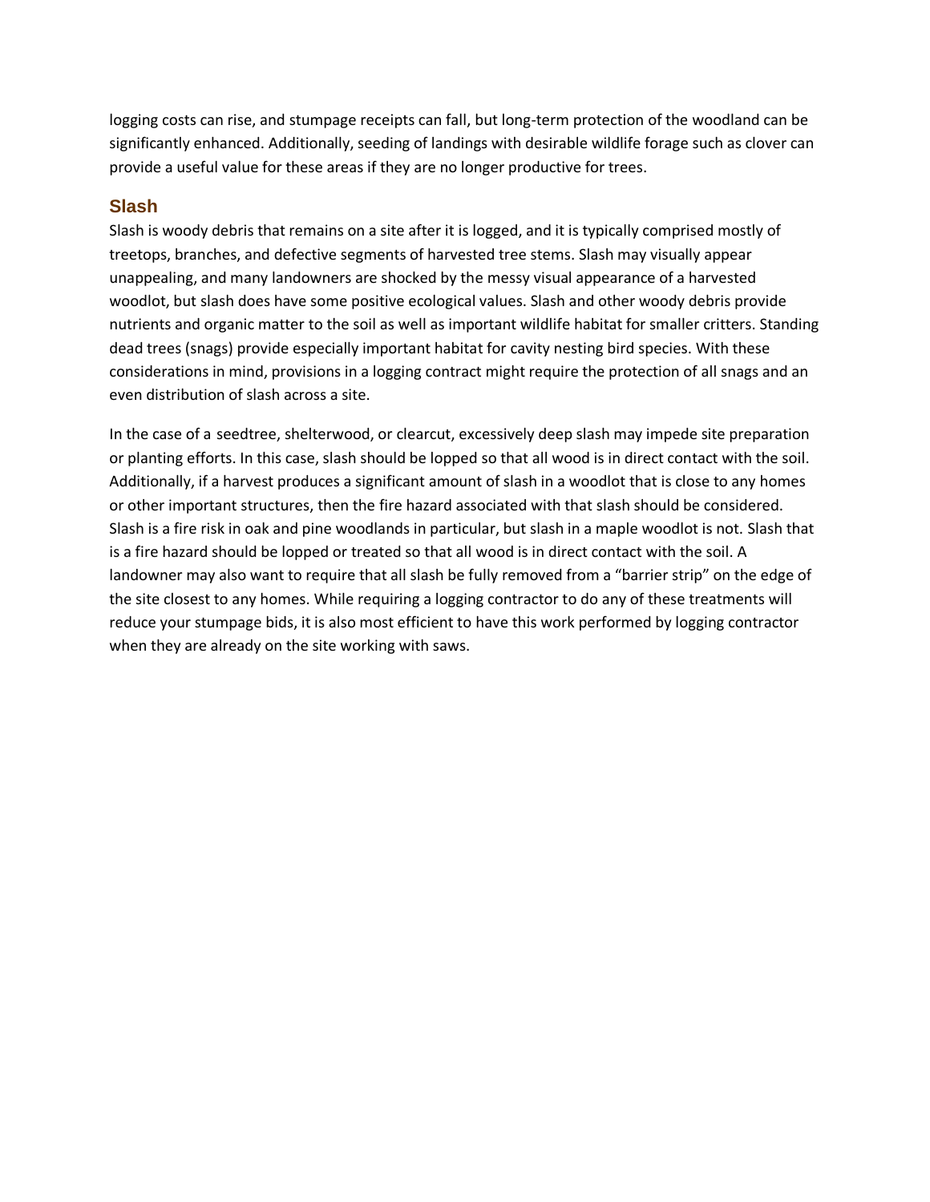logging costs can rise, and stumpage receipts can fall, but long-term protection of the woodland can be significantly enhanced. Additionally, seeding of landings with desirable wildlife forage such as clover can provide a useful value for these areas if they are no longer productive for trees.

## Slash

Slash is woody debris that remains on a site after it is logged, and it is typically comprised mostly of treetops, branches, and defective segments of harvested tree stems. Slash may visually appear unappealing, and many landowners are shocked by the messy visual appearance of a harvested woodlot, but slash does have some positive ecological values. Slash and other woody debris provide nutrients and organic matter to the soil as well as important wildlife habitat for smaller critters. Standing dead trees (snags) provide especially important habitat for cavity nesting bird species. With these considerations in mind, provisions in a logging contract might require the protection of all snags and an even distribution of slash across a site.

In the case of a seedtree, shelterwood, or clearcut, excessively deep slash may impede site preparation or planting efforts. In this case, slash should be lopped so that all wood is in direct contact with the soil. Additionally, if a harvest produces a significant amount of slash in a woodlot that is close to any homes or other important structures, then the fire hazard associated with that slash should be considered. Slash is a fire risk in oak and pine woodlands in particular, but slash in a maple woodlot is not. Slash that is a fire hazard should be lopped or treated so that all wood is in direct contact with the soil. A landowner may also want to require that all slash be fully removed from a "barrier strip" on the edge of the site closest to any homes. While requiring a logging contractor to do any of these treatments will reduce your stumpage bids, it is also most efficient to have this work performed by logging contractor when they are already on the site working with saws.